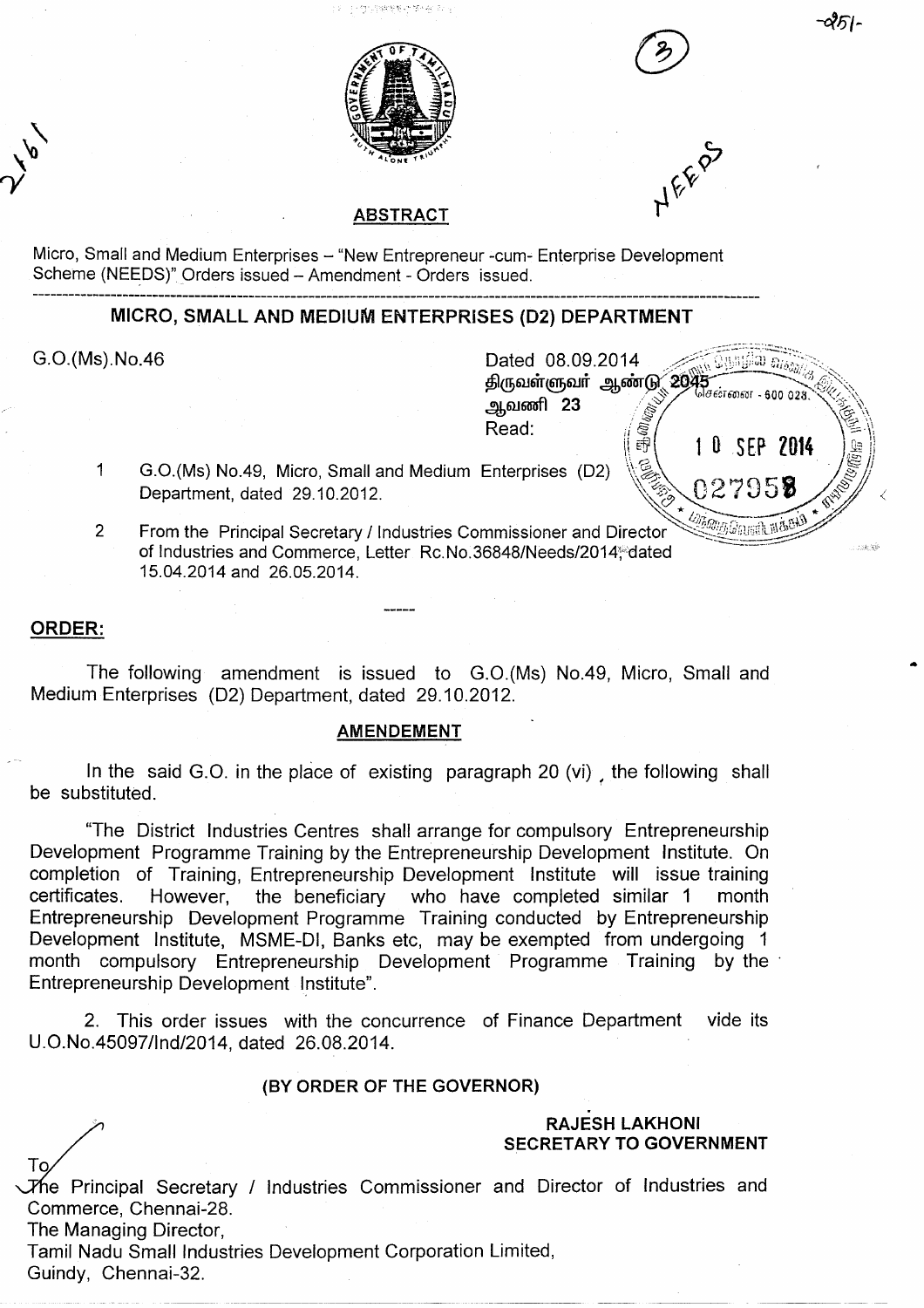## ABSTRACT

Micro, Small and Medium Enterprises – "New Entrepreneur -cum- Enterprise Development Scheme (NEEDS)" Orders issued – Amendment - Orders issued.

---

## MICRO, SMALL AND MEDIUM ENTERPRISES (D2) DEPARTMENT

G.O.(Ms).No.46

Dated 08.09.2014
திருவள்ளுவர் ஆண்டு 2045
ஆவணி 23
Read:

1. G.O.(Ms) No.49, Micro, Small and Medium Enterprises (D2) Department, dated 29.10.2012.
2. From the Principal Secretary / Industries Commissioner and Director of Industries and Commerce, Letter Rc.No.36848/Needs/2014, dated 15.04.2014 and 26.05.2014.

-----

**ORDER:**

The following amendment is issued to G.O.(Ms) No.49, Micro, Small and Medium Enterprises (D2) Department, dated 29.10.2012.

**AMENDEMENT**

In the said G.O. in the place of existing paragraph 20 (vi), the following shall be substituted.

"The District Industries Centres shall arrange for compulsory Entrepreneurship Development Programme Training by the Entrepreneurship Development Institute. On completion of Training, Entrepreneurship Development Institute will issue training certificates. However, the beneficiary who have completed similar 1 month Entrepreneurship Development Programme Training conducted by Entrepreneurship Development Institute, MSME-DI, Banks etc, may be exempted from undergoing 1 month compulsory Entrepreneurship Development Programme Training by the Entrepreneurship Development Institute".

2. This order issues with the concurrence of Finance Department vide its U.O.No.45097/Ind/2014, dated 26.08.2014.

**(BY ORDER OF THE GOVERNOR)**

**RAJESH LAKHONI**
**SECRETARY TO GOVERNMENT**

To

The Principal Secretary / Industries Commissioner and Director of Industries and Commerce, Chennai-28.
The Managing Director,
Tamil Nadu Small Industries Development Corporation Limited,
Guindy, Chennai-32.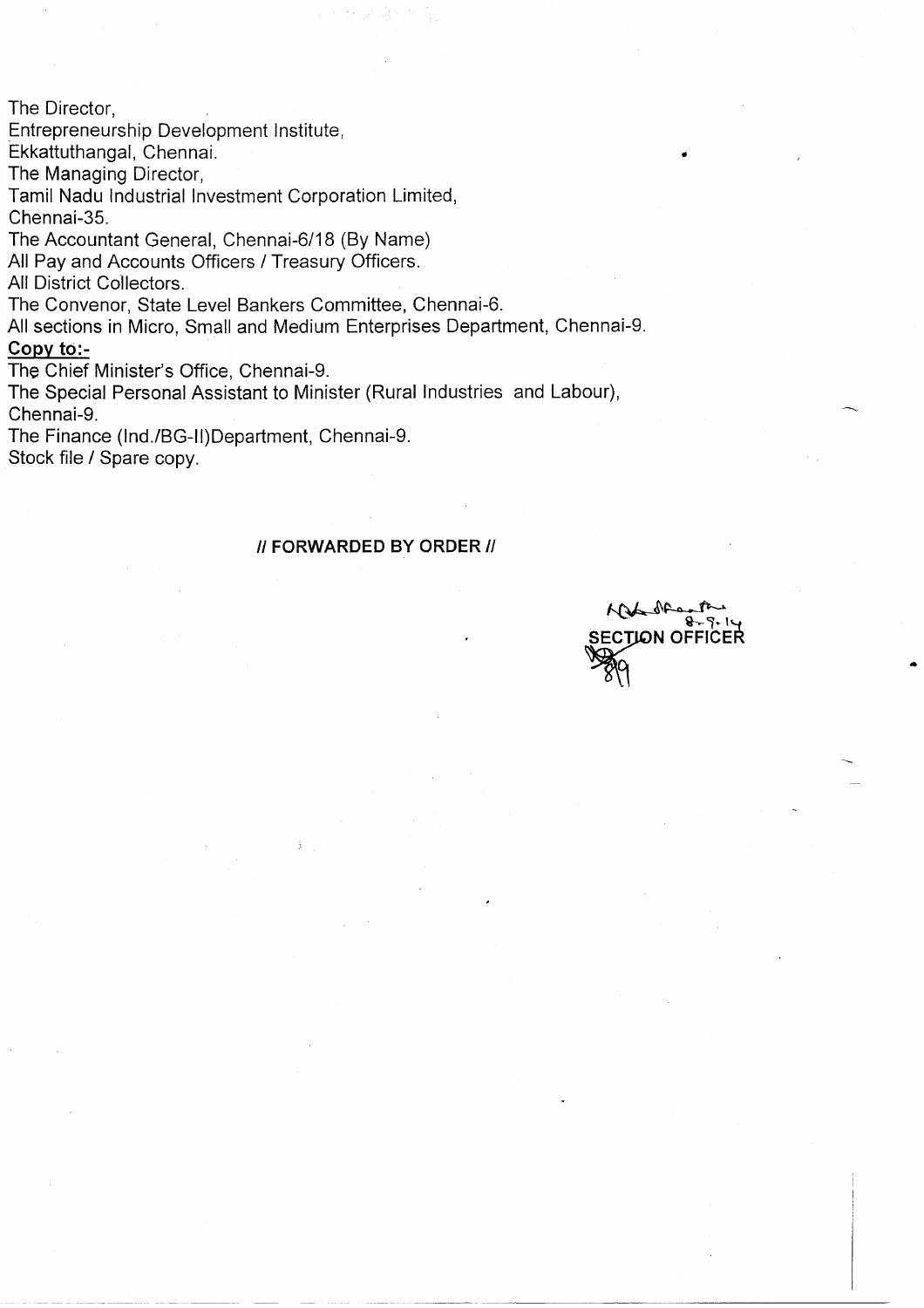The Director,
Entrepreneurship Development Institute,
Ekkattuthangal, Chennai.
The Managing Director,
Tamil Nadu Industrial Investment Corporation Limited,
Chennai-35.
The Accountant General, Chennai-6/18 (By Name)
All Pay and Accounts Officers / Treasury Officers.
All District Collectors.
The Convenor, State Level Bankers Committee, Chennai-6.
All sections in Micro, Small and Medium Enterprises Department, Chennai-9.

**Copy to:-**

The Chief Minister's Office, Chennai-9.
The Special Personal Assistant to Minister (Rural Industries and Labour),
Chennai-9.
The Finance (Ind./BG-II)Department, Chennai-9.
Stock file / Spare copy.

**// FORWARDED BY ORDER //**

8-9-14
**SECTION OFFICER**